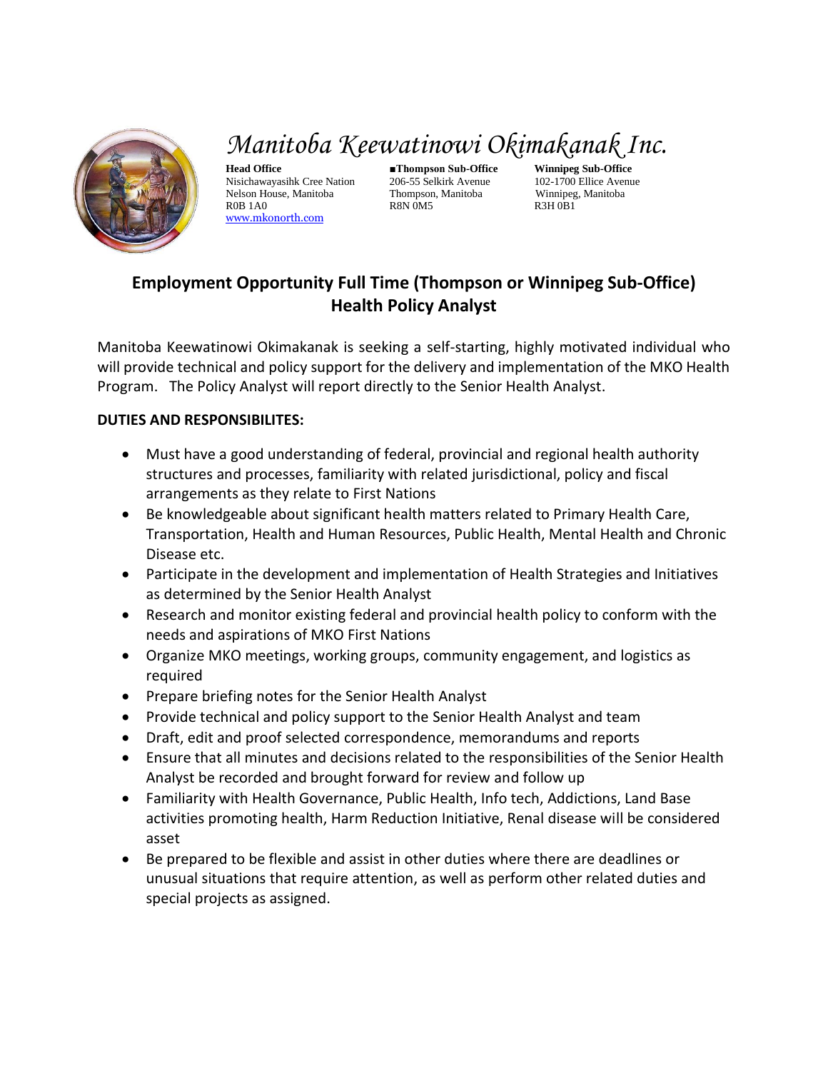# Manitoba Keewatinowi Okimakanak Inc.

**Head Office**
Nisichawayasihk Cree Nation
Nelson House, Manitoba
R0B 1A0
www.mkonorth.com

■**Thompson Sub-Office**
206-55 Selkirk Avenue
Thompson, Manitoba
R8N 0M5

**Winnipeg Sub-Office**
102-1700 Ellice Avenue
Winnipeg, Manitoba
R3H 0B1

## Employment Opportunity Full Time (Thompson or Winnipeg Sub-Office)
## Health Policy Analyst

Manitoba Keewatinowi Okimakanak is seeking a self-starting, highly motivated individual who will provide technical and policy support for the delivery and implementation of the MKO Health Program. The Policy Analyst will report directly to the Senior Health Analyst.

**DUTIES AND RESPONSIBILITES:**

- Must have a good understanding of federal, provincial and regional health authority structures and processes, familiarity with related jurisdictional, policy and fiscal arrangements as they relate to First Nations
- Be knowledgeable about significant health matters related to Primary Health Care, Transportation, Health and Human Resources, Public Health, Mental Health and Chronic Disease etc.
- Participate in the development and implementation of Health Strategies and Initiatives as determined by the Senior Health Analyst
- Research and monitor existing federal and provincial health policy to conform with the needs and aspirations of MKO First Nations
- Organize MKO meetings, working groups, community engagement, and logistics as required
- Prepare briefing notes for the Senior Health Analyst
- Provide technical and policy support to the Senior Health Analyst and team
- Draft, edit and proof selected correspondence, memorandums and reports
- Ensure that all minutes and decisions related to the responsibilities of the Senior Health Analyst be recorded and brought forward for review and follow up
- Familiarity with Health Governance, Public Health, Info tech, Addictions, Land Base activities promoting health, Harm Reduction Initiative, Renal disease will be considered asset
- Be prepared to be flexible and assist in other duties where there are deadlines or unusual situations that require attention, as well as perform other related duties and special projects as assigned.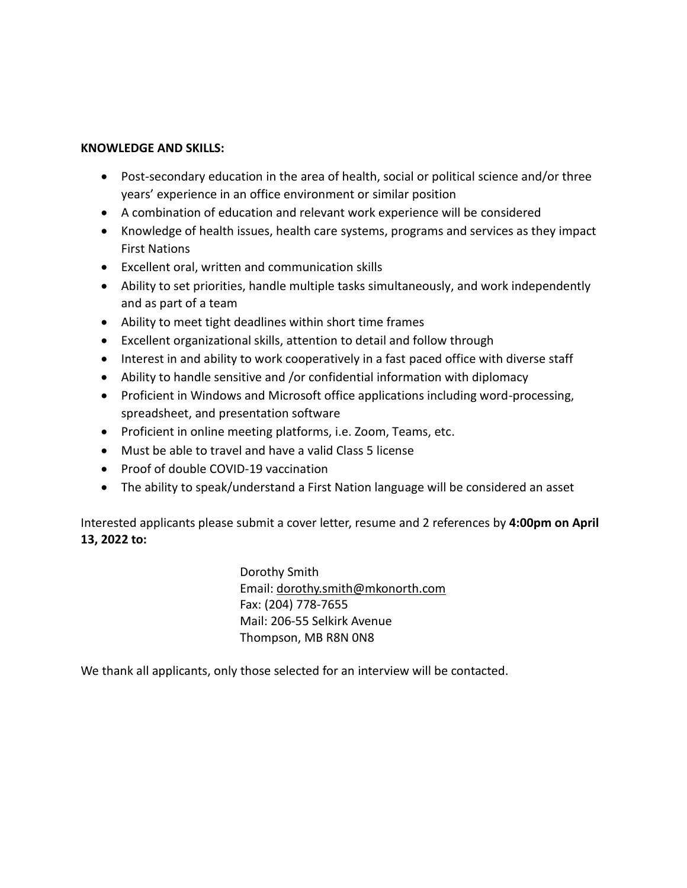**KNOWLEDGE AND SKILLS:**

- Post-secondary education in the area of health, social or political science and/or three years' experience in an office environment or similar position
- A combination of education and relevant work experience will be considered
- Knowledge of health issues, health care systems, programs and services as they impact First Nations
- Excellent oral, written and communication skills
- Ability to set priorities, handle multiple tasks simultaneously, and work independently and as part of a team
- Ability to meet tight deadlines within short time frames
- Excellent organizational skills, attention to detail and follow through
- Interest in and ability to work cooperatively in a fast paced office with diverse staff
- Ability to handle sensitive and /or confidential information with diplomacy
- Proficient in Windows and Microsoft office applications including word-processing, spreadsheet, and presentation software
- Proficient in online meeting platforms, i.e. Zoom, Teams, etc.
- Must be able to travel and have a valid Class 5 license
- Proof of double COVID-19 vaccination
- The ability to speak/understand a First Nation language will be considered an asset

Interested applicants please submit a cover letter, resume and 2 references by **4:00pm on April 13, 2022 to:**

Dorothy Smith
Email: dorothy.smith@mkonorth.com
Fax: (204) 778-7655
Mail: 206-55 Selkirk Avenue
Thompson, MB R8N 0N8

We thank all applicants, only those selected for an interview will be contacted.